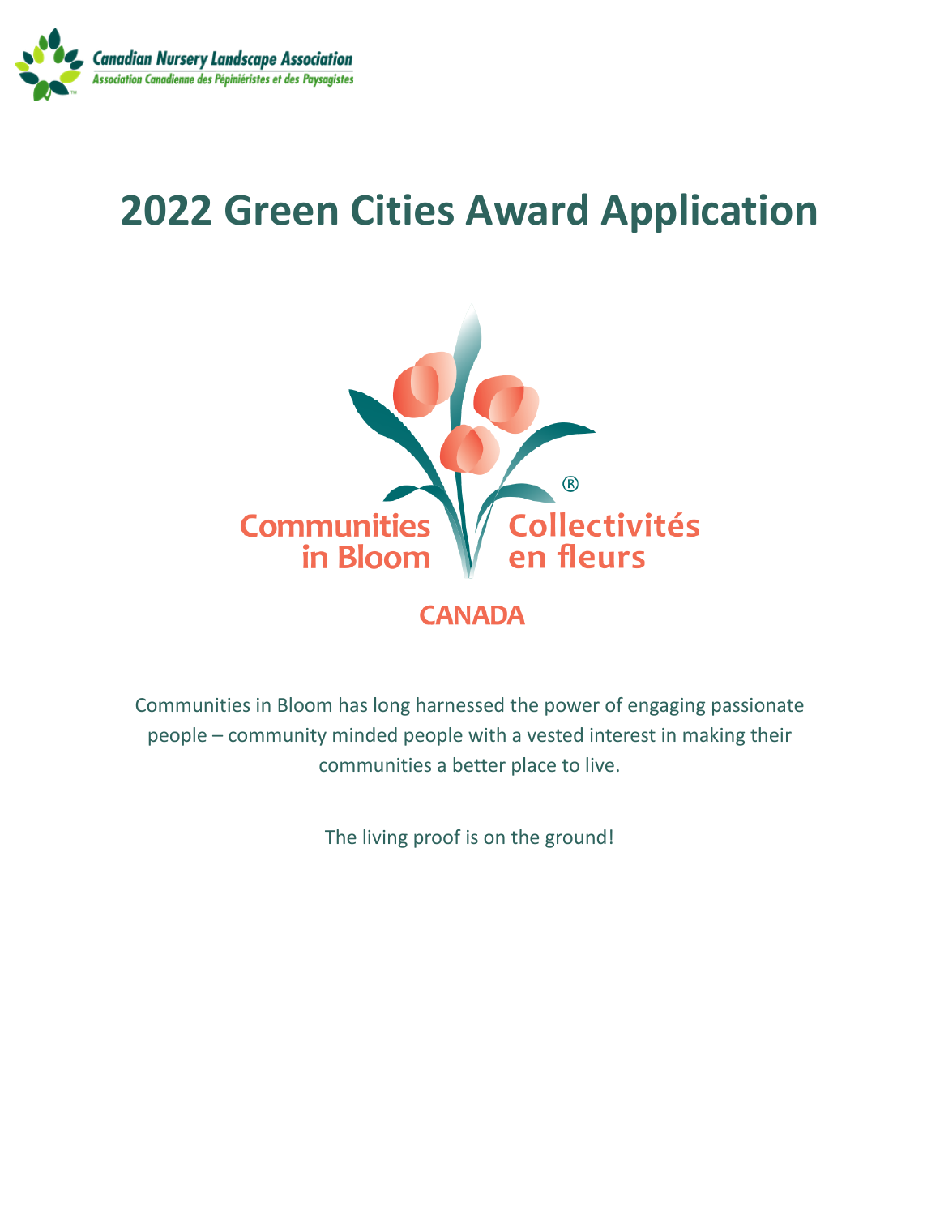Canadian Nursery Landscape Association
Association Canadienne des Pépiniéristes et des Paysagistes

# 2022 Green Cities Award Application

Communities in Bloom
Collectivités en fleurs
CANADA

Communities in Bloom has long harnessed the power of engaging passionate people – community minded people with a vested interest in making their communities a better place to live.

The living proof is on the ground!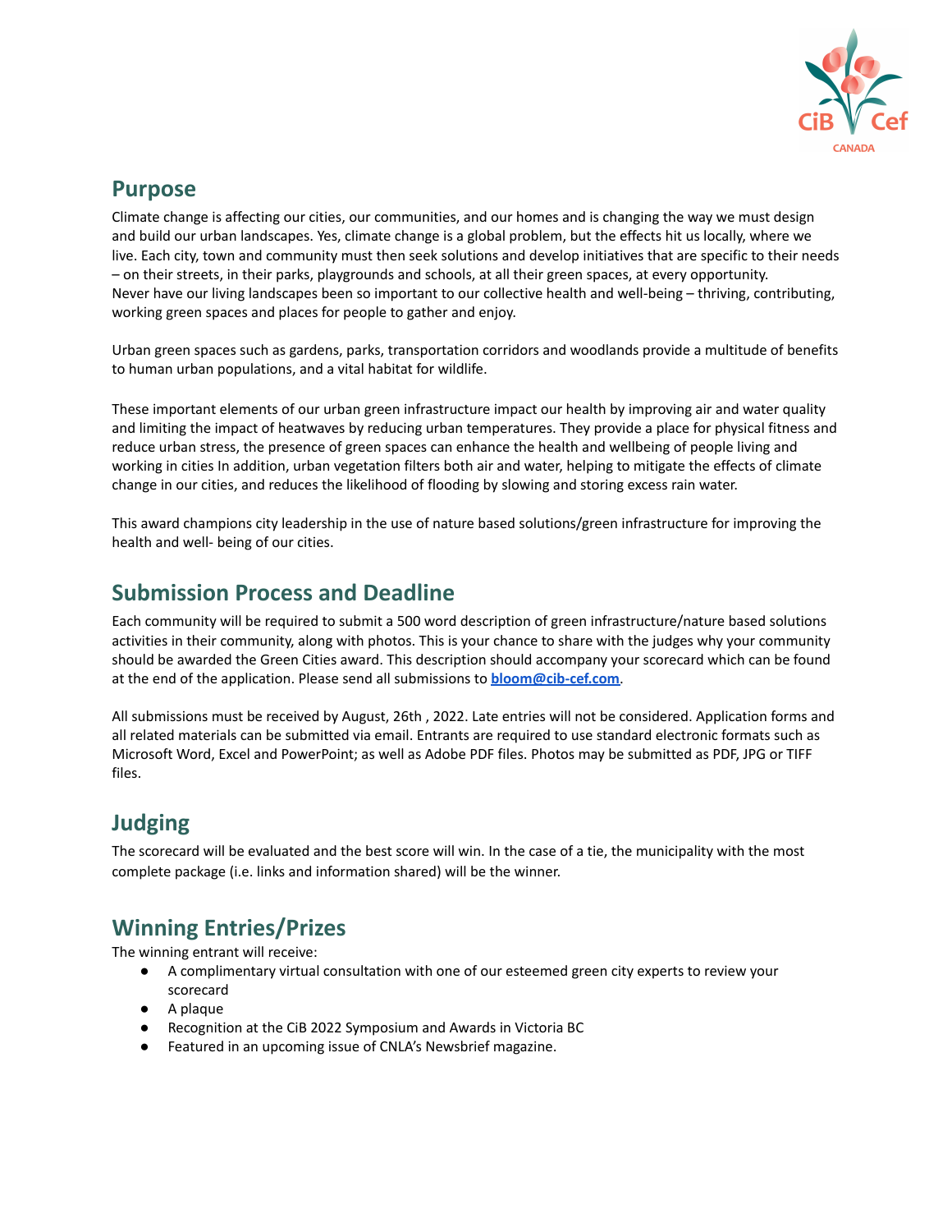## Purpose

Climate change is affecting our cities, our communities, and our homes and is changing the way we must design and build our urban landscapes. Yes, climate change is a global problem, but the effects hit us locally, where we live. Each city, town and community must then seek solutions and develop initiatives that are specific to their needs – on their streets, in their parks, playgrounds and schools, at all their green spaces, at every opportunity. Never have our living landscapes been so important to our collective health and well-being – thriving, contributing, working green spaces and places for people to gather and enjoy.

Urban green spaces such as gardens, parks, transportation corridors and woodlands provide a multitude of benefits to human urban populations, and a vital habitat for wildlife.

These important elements of our urban green infrastructure impact our health by improving air and water quality and limiting the impact of heatwaves by reducing urban temperatures. They provide a place for physical fitness and reduce urban stress, the presence of green spaces can enhance the health and wellbeing of people living and working in cities In addition, urban vegetation filters both air and water, helping to mitigate the effects of climate change in our cities, and reduces the likelihood of flooding by slowing and storing excess rain water.

This award champions city leadership in the use of nature based solutions/green infrastructure for improving the health and well- being of our cities.

## Submission Process and Deadline

Each community will be required to submit a 500 word description of green infrastructure/nature based solutions activities in their community, along with photos. This is your chance to share with the judges why your community should be awarded the Green Cities award. This description should accompany your scorecard which can be found at the end of the application. Please send all submissions to **bloom@cib-cef.com**.

All submissions must be received by August, 26th , 2022. Late entries will not be considered. Application forms and all related materials can be submitted via email. Entrants are required to use standard electronic formats such as Microsoft Word, Excel and PowerPoint; as well as Adobe PDF files. Photos may be submitted as PDF, JPG or TIFF files.

## Judging

The scorecard will be evaluated and the best score will win. In the case of a tie, the municipality with the most complete package (i.e. links and information shared) will be the winner.

## Winning Entries/Prizes

The winning entrant will receive:

- A complimentary virtual consultation with one of our esteemed green city experts to review your scorecard
- A plaque
- Recognition at the CiB 2022 Symposium and Awards in Victoria BC
- Featured in an upcoming issue of CNLA's Newsbrief magazine.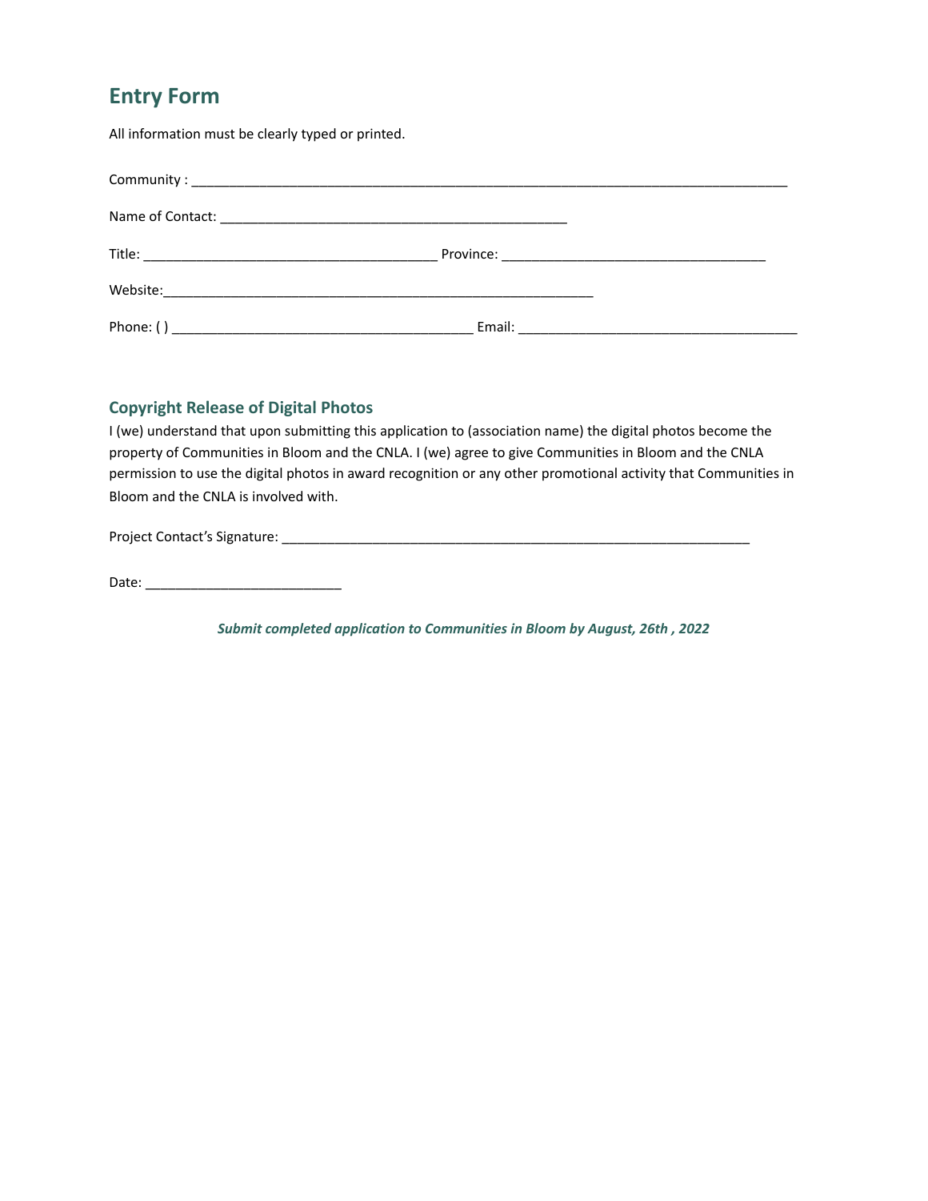## Entry Form

All information must be clearly typed or printed.

Community : ___________________________________________________________________________

Name of Contact: _______________________________________________

Title: ________________________________________ Province: ____________________________________

Website:___________________________________________________________

Phone: ( ) _________________________________________ Email: ______________________________________

### Copyright Release of Digital Photos

I (we) understand that upon submitting this application to (association name) the digital photos become the property of Communities in Bloom and the CNLA. I (we) agree to give Communities in Bloom and the CNLA permission to use the digital photos in award recognition or any other promotional activity that Communities in Bloom and the CNLA is involved with.

Project Contact's Signature: _________________________________________________________________

Date: __________________________

***Submit completed application to Communities in Bloom by August, 26th , 2022***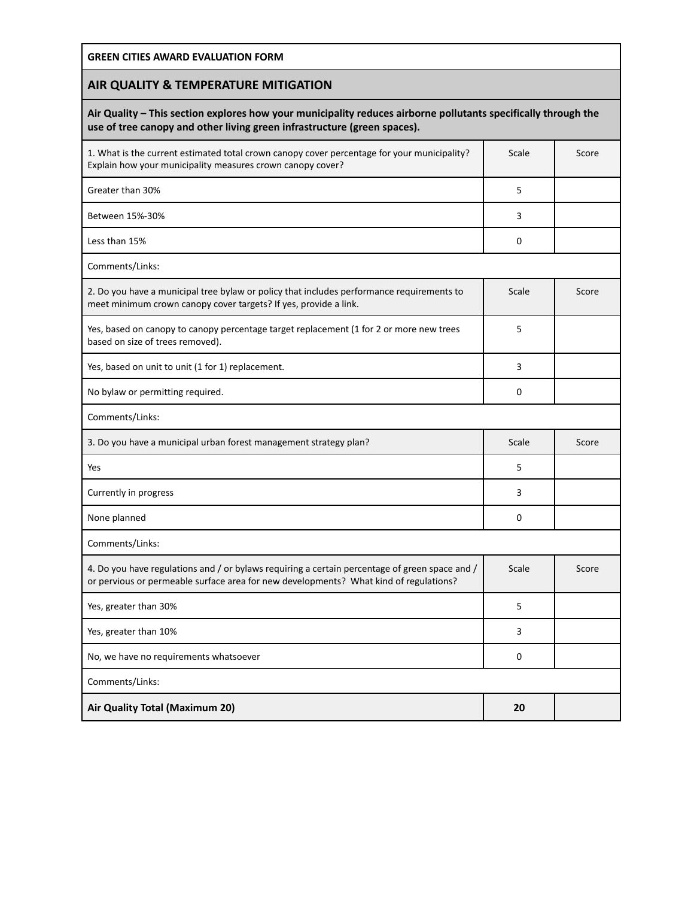**GREEN CITIES AWARD EVALUATION FORM**

## AIR QUALITY & TEMPERATURE MITIGATION

**Air Quality – This section explores how your municipality reduces airborne pollutants specifically through the use of tree canopy and other living green infrastructure (green spaces).**

| 1. What is the current estimated total crown canopy cover percentage for your municipality? Explain how your municipality measures crown canopy cover? | Scale | Score |
|---|---|---|
| Greater than 30% | 5 | |
| Between 15%-30% | 3 | |
| Less than 15% | 0 | |
| Comments/Links: | | |
| **2. Do you have a municipal tree bylaw or policy that includes performance requirements to meet minimum crown canopy cover targets? If yes, provide a link.** | **Scale** | **Score** |
| Yes, based on canopy to canopy percentage target replacement (1 for 2 or more new trees based on size of trees removed). | 5 | |
| Yes, based on unit to unit (1 for 1) replacement. | 3 | |
| No bylaw or permitting required. | 0 | |
| Comments/Links: | | |
| **3. Do you have a municipal urban forest management strategy plan?** | **Scale** | **Score** |
| Yes | 5 | |
| Currently in progress | 3 | |
| None planned | 0 | |
| Comments/Links: | | |
| **4. Do you have regulations and / or bylaws requiring a certain percentage of green space and / or pervious or permeable surface area for new developments? What kind of regulations?** | **Scale** | **Score** |
| Yes, greater than 30% | 5 | |
| Yes, greater than 10% | 3 | |
| No, we have no requirements whatsoever | 0 | |
| Comments/Links: | | |
| **Air Quality Total (Maximum 20)** | **20** | |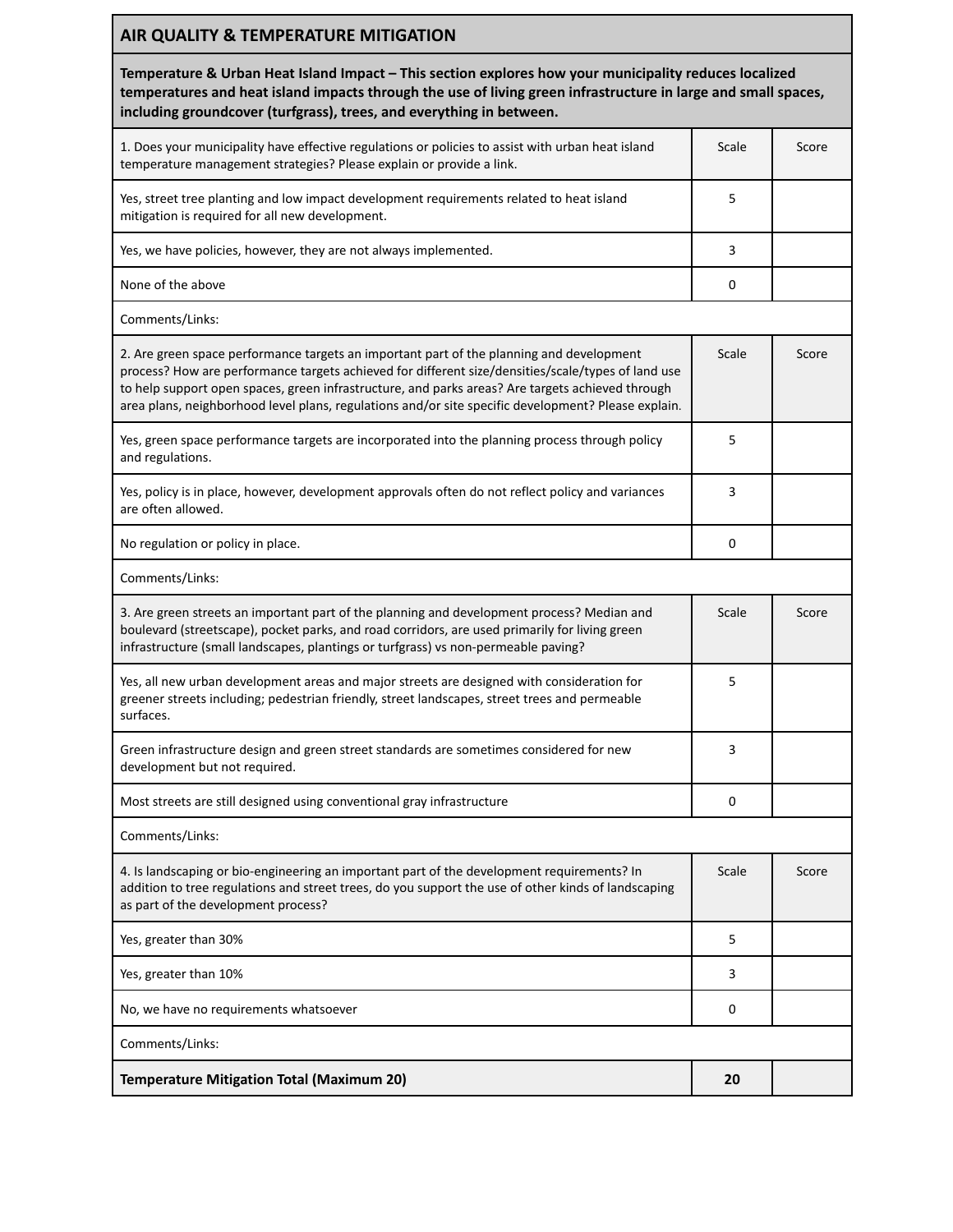| AIR QUALITY & TEMPERATURE MITIGATION | | |
|---|---|---|
| **Temperature & Urban Heat Island Impact – This section explores how your municipality reduces localized temperatures and heat island impacts through the use of living green infrastructure in large and small spaces, including groundcover (turfgrass), trees, and everything in between.** | | |
| 1. Does your municipality have effective regulations or policies to assist with urban heat island temperature management strategies? Please explain or provide a link. | Scale | Score |
| Yes, street tree planting and low impact development requirements related to heat island mitigation is required for all new development. | 5 | |
| Yes, we have policies, however, they are not always implemented. | 3 | |
| None of the above | 0 | |
| Comments/Links: | | |
| 2. Are green space performance targets an important part of the planning and development process? How are performance targets achieved for different size/densities/scale/types of land use to help support open spaces, green infrastructure, and parks areas? Are targets achieved through area plans, neighborhood level plans, regulations and/or site specific development? Please explain. | Scale | Score |
| Yes, green space performance targets are incorporated into the planning process through policy and regulations. | 5 | |
| Yes, policy is in place, however, development approvals often do not reflect policy and variances are often allowed. | 3 | |
| No regulation or policy in place. | 0 | |
| Comments/Links: | | |
| 3. Are green streets an important part of the planning and development process? Median and boulevard (streetscape), pocket parks, and road corridors, are used primarily for living green infrastructure (small landscapes, plantings or turfgrass) vs non-permeable paving? | Scale | Score |
| Yes, all new urban development areas and major streets are designed with consideration for greener streets including; pedestrian friendly, street landscapes, street trees and permeable surfaces. | 5 | |
| Green infrastructure design and green street standards are sometimes considered for new development but not required. | 3 | |
| Most streets are still designed using conventional gray infrastructure | 0 | |
| Comments/Links: | | |
| 4. Is landscaping or bio-engineering an important part of the development requirements? In addition to tree regulations and street trees, do you support the use of other kinds of landscaping as part of the development process? | Scale | Score |
| Yes, greater than 30% | 5 | |
| Yes, greater than 10% | 3 | |
| No, we have no requirements whatsoever | 0 | |
| Comments/Links: | | |
| **Temperature Mitigation Total (Maximum 20)** | **20** | |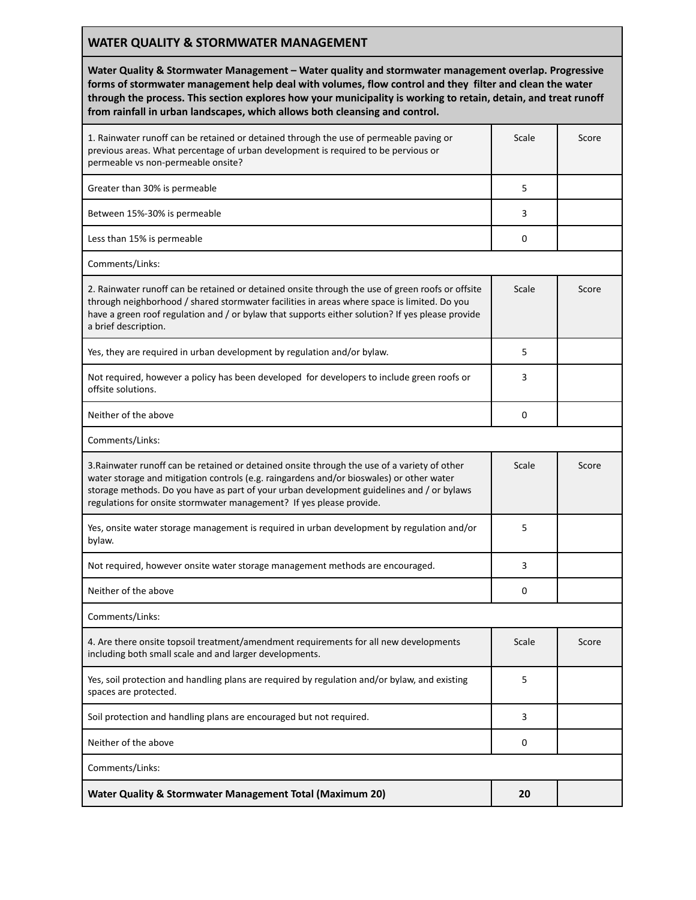## WATER QUALITY & STORMWATER MANAGEMENT

**Water Quality & Stormwater Management – Water quality and stormwater management overlap. Progressive forms of stormwater management help deal with volumes, flow control and they filter and clean the water through the process. This section explores how your municipality is working to retain, detain, and treat runoff from rainfall in urban landscapes, which allows both cleansing and control.**

| 1. Rainwater runoff can be retained or detained through the use of permeable paving or previous areas. What percentage of urban development is required to be pervious or permeable vs non-permeable onsite? | Scale | Score |
|---|---|---|
| Greater than 30% is permeable | 5 | |
| Between 15%-30% is permeable | 3 | |
| Less than 15% is permeable | 0 | |
| Comments/Links: | | |
| **2. Rainwater runoff can be retained or detained onsite through the use of green roofs or offsite through neighborhood / shared stormwater facilities in areas where space is limited. Do you have a green roof regulation and / or bylaw that supports either solution? If yes please provide a brief description.** | **Scale** | **Score** |
| Yes, they are required in urban development by regulation and/or bylaw. | 5 | |
| Not required, however a policy has been developed for developers to include green roofs or offsite solutions. | 3 | |
| Neither of the above | 0 | |
| Comments/Links: | | |
| **3.Rainwater runoff can be retained or detained onsite through the use of a variety of other water storage and mitigation controls (e.g. raingardens and/or bioswales) or other water storage methods. Do you have as part of your urban development guidelines and / or bylaws regulations for onsite stormwater management? If yes please provide.** | **Scale** | **Score** |
| Yes, onsite water storage management is required in urban development by regulation and/or bylaw. | 5 | |
| Not required, however onsite water storage management methods are encouraged. | 3 | |
| Neither of the above | 0 | |
| Comments/Links: | | |
| **4. Are there onsite topsoil treatment/amendment requirements for all new developments including both small scale and and larger developments.** | **Scale** | **Score** |
| Yes, soil protection and handling plans are required by regulation and/or bylaw, and existing spaces are protected. | 5 | |
| Soil protection and handling plans are encouraged but not required. | 3 | |
| Neither of the above | 0 | |
| Comments/Links: | | |
| **Water Quality & Stormwater Management Total (Maximum 20)** | **20** | |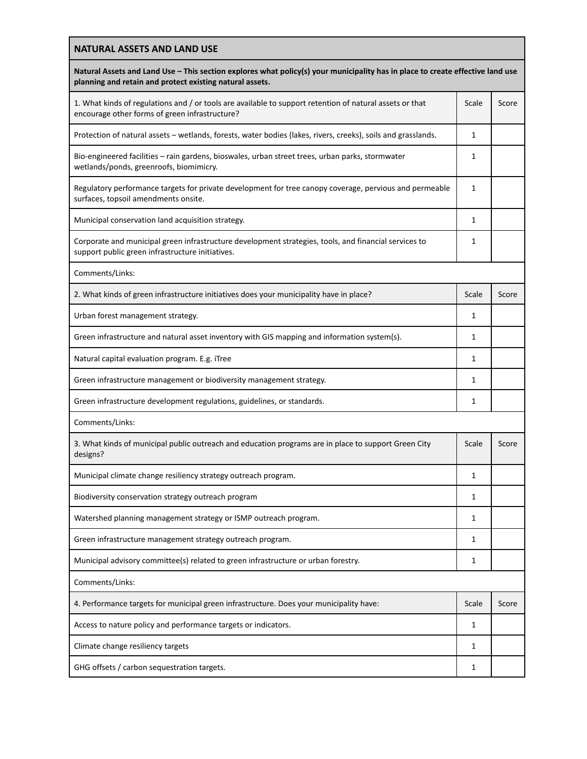## NATURAL ASSETS AND LAND USE

**Natural Assets and Land Use – This section explores what policy(s) your municipality has in place to create effective land use planning and retain and protect existing natural assets.**

| 1. What kinds of regulations and / or tools are available to support retention of natural assets or that encourage other forms of green infrastructure? | Scale | Score |
|---|---|---|
| Protection of natural assets – wetlands, forests, water bodies (lakes, rivers, creeks), soils and grasslands. | 1 | |
| Bio-engineered facilities – rain gardens, bioswales, urban street trees, urban parks, stormwater wetlands/ponds, greenroofs, biomimicry. | 1 | |
| Regulatory performance targets for private development for tree canopy coverage, pervious and permeable surfaces, topsoil amendments onsite. | 1 | |
| Municipal conservation land acquisition strategy. | 1 | |
| Corporate and municipal green infrastructure development strategies, tools, and financial services to support public green infrastructure initiatives. | 1 | |
| Comments/Links: | | |

| 2. What kinds of green infrastructure initiatives does your municipality have in place? | Scale | Score |
|---|---|---|
| Urban forest management strategy. | 1 | |
| Green infrastructure and natural asset inventory with GIS mapping and information system(s). | 1 | |
| Natural capital evaluation program. E.g. iTree | 1 | |
| Green infrastructure management or biodiversity management strategy. | 1 | |
| Green infrastructure development regulations, guidelines, or standards. | 1 | |
| Comments/Links: | | |

| 3. What kinds of municipal public outreach and education programs are in place to support Green City designs? | Scale | Score |
|---|---|---|
| Municipal climate change resiliency strategy outreach program. | 1 | |
| Biodiversity conservation strategy outreach program | 1 | |
| Watershed planning management strategy or ISMP outreach program. | 1 | |
| Green infrastructure management strategy outreach program. | 1 | |
| Municipal advisory committee(s) related to green infrastructure or urban forestry. | 1 | |
| Comments/Links: | | |

| 4. Performance targets for municipal green infrastructure. Does your municipality have: | Scale | Score |
|---|---|---|
| Access to nature policy and performance targets or indicators. | 1 | |
| Climate change resiliency targets | 1 | |
| GHG offsets / carbon sequestration targets. | 1 | |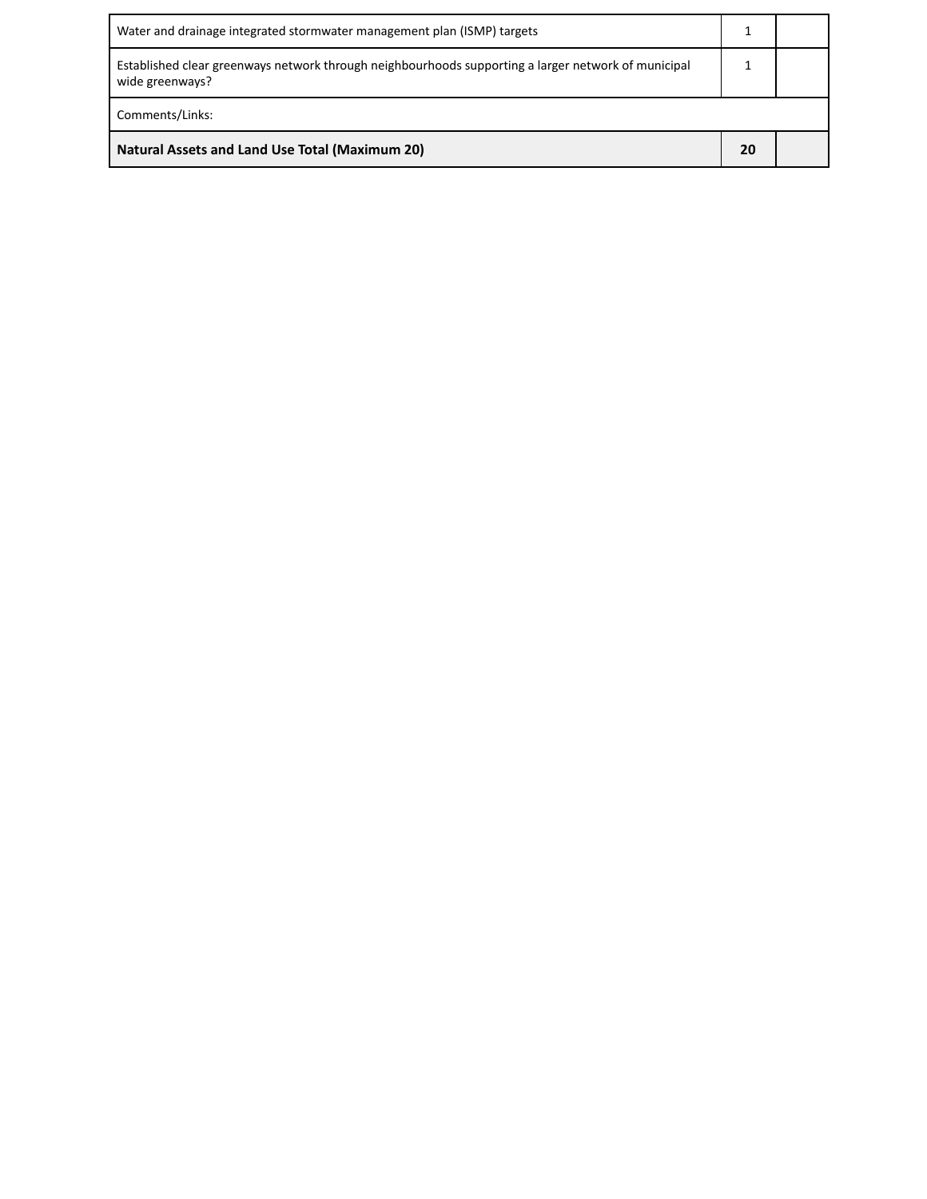| | | |
|---|---|---|
| Water and drainage integrated stormwater management plan (ISMP) targets | 1 | |
| Established clear greenways network through neighbourhoods supporting a larger network of municipal wide greenways? | 1 | |
| Comments/Links: | | |
| **Natural Assets and Land Use Total (Maximum 20)** | **20** | |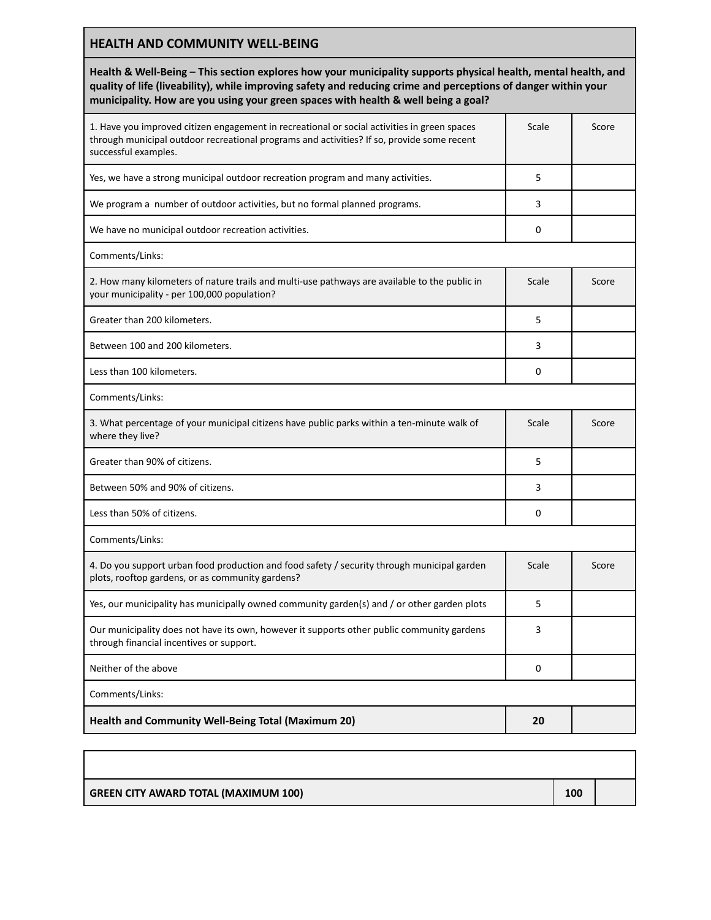| HEALTH AND COMMUNITY WELL-BEING | | |
|---|---|---|
| **Health & Well-Being – This section explores how your municipality supports physical health, mental health, and quality of life (liveability), while improving safety and reducing crime and perceptions of danger within your municipality. How are you using your green spaces with health & well being a goal?** | | |
| 1. Have you improved citizen engagement in recreational or social activities in green spaces through municipal outdoor recreational programs and activities? If so, provide some recent successful examples. | Scale | Score |
| Yes, we have a strong municipal outdoor recreation program and many activities. | 5 | |
| We program a number of outdoor activities, but no formal planned programs. | 3 | |
| We have no municipal outdoor recreation activities. | 0 | |
| Comments/Links: | | |
| 2. How many kilometers of nature trails and multi-use pathways are available to the public in your municipality - per 100,000 population? | Scale | Score |
| Greater than 200 kilometers. | 5 | |
| Between 100 and 200 kilometers. | 3 | |
| Less than 100 kilometers. | 0 | |
| Comments/Links: | | |
| 3. What percentage of your municipal citizens have public parks within a ten-minute walk of where they live? | Scale | Score |
| Greater than 90% of citizens. | 5 | |
| Between 50% and 90% of citizens. | 3 | |
| Less than 50% of citizens. | 0 | |
| Comments/Links: | | |
| 4. Do you support urban food production and food safety / security through municipal garden plots, rooftop gardens, or as community gardens? | Scale | Score |
| Yes, our municipality has municipally owned community garden(s) and / or other garden plots | 5 | |
| Our municipality does not have its own, however it supports other public community gardens through financial incentives or support. | 3 | |
| Neither of the above | 0 | |
| Comments/Links: | | |
| **Health and Community Well-Being Total (Maximum 20)** | **20** | |

| | | |
|---|---|---|
| | | |
| **GREEN CITY AWARD TOTAL (MAXIMUM 100)** | **100** | |